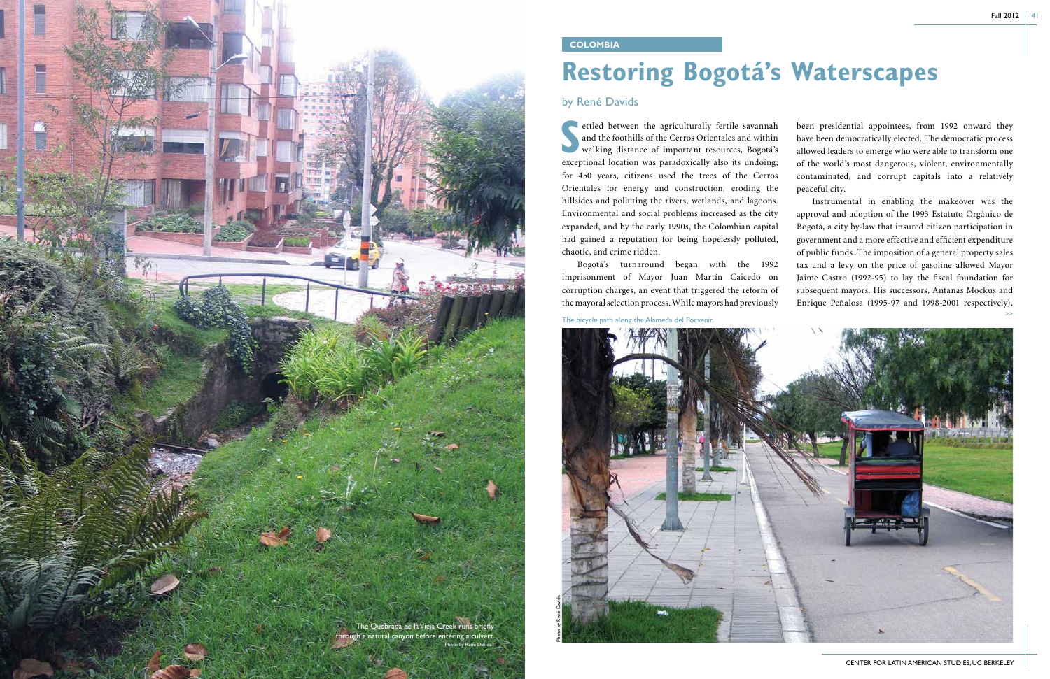COLOMBIA

# Restoring Bogotá's Waterscapes

## by René Davids

Settled between the agriculturally fertile savannah and the foothills of the Cerros Orientales and within walking distance of important resources, Bogotá's exceptional location was paradoxically also its undoing; for 450 years, citizens used the trees of the Cerros Orientales for energy and construction, eroding the hillsides and polluting the rivers, wetlands, and lagoons. Environmental and social problems increased as the city expanded, and by the early 1990s, the Colombian capital had gained a reputation for being hopelessly polluted, chaotic, and crime ridden.

Bogotá's turnaround began with the 1992 imprisonment of Mayor Juan Martín Caicedo on corruption charges, an event that triggered the reform of the mayoral selection process. While mayors had previously been presidential appointees, from 1992 onward they have been democratically elected. The democratic process allowed leaders to emerge who were able to transform one of the world's most dangerous, violent, environmentally contaminated, and corrupt capitals into a relatively peaceful city.

Instrumental in enabling the makeover was the approval and adoption of the 1993 Estatuto Orgánico de Bogotá, a city by-law that insured citizen participation in government and a more effective and efficient expenditure of public funds. The imposition of a general property sales tax and a levy on the price of gasoline allowed Mayor Jaime Castro (1992-95) to lay the fiscal foundation for subsequent mayors. His successors, Antanas Mockus and Enrique Peñalosa (1995-97 and 1998-2001 respectively), >>

The Quebrada de la Vieja Creek runs briefly through a natural canyon before entering a culvert. (Photo by René Davids.)

The bicycle path along the Alameda del Porvenir.

Photo by René Davids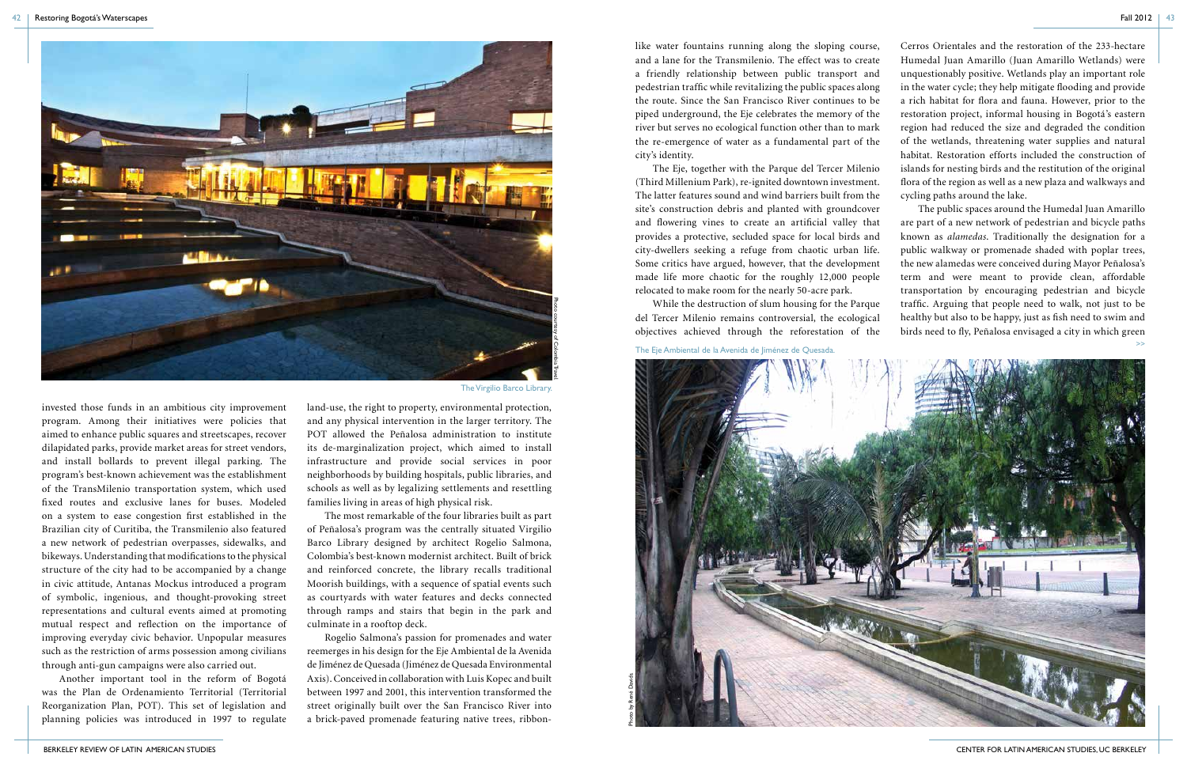invested those funds in an ambitious city improvement program. Among their initiatives were policies that aimed to enhance public squares and streetscapes, recover dilapidated parks, provide market areas for street vendors, and install bollards to prevent illegal parking. The program's best-known achievement was the establishment of the TransMilenio transportation system, which used fixed routes and exclusive lanes for buses. Modeled on a system to ease congestion first established in the Brazilian city of Curitiba, the Transmilenio also featured a new network of pedestrian overpasses, sidewalks, and bikeways. Understanding that modifications to the physical structure of the city had to be accompanied by a change in civic attitude, Antanas Mockus introduced a program of symbolic, ingenious, and thought-provoking street representations and cultural events aimed at promoting mutual respect and reflection on the importance of improving everyday civic behavior. Unpopular measures such as the restriction of arms possession among civilians through anti-gun campaigns were also carried out.

Another important tool in the reform of Bogotá was the Plan de Ordenamiento Territorial (Territorial Reorganization Plan, POT). This set of legislation and planning policies was introduced in 1997 to regulate land-use, the right to property, environmental protection, and any physical intervention in the larger territory. The POT allowed the Peñalosa administration to institute its de-marginalization project, which aimed to install infrastructure and provide social services in poor neighborhoods by building hospitals, public libraries, and schools as well as by legalizing settlements and resettling families living in areas of high physical risk.

The most remarkable of the four libraries built as part of Peñalosa's program was the centrally situated Virgilio Barco Library designed by architect Rogelio Salmona, Colombia's best-known modernist architect. Built of brick and reinforced concrete, the library recalls traditional Moorish buildings, with a sequence of spatial events such as courtyards with water features and decks connected through ramps and stairs that begin in the park and culminate in a rooftop deck.

Rogelio Salmona's passion for promenades and water reemerges in his design for the Eje Ambiental de la Avenida de Jiménez de Quesada (Jiménez de Quesada Environmental Axis). Conceived in collaboration with Luis Kopec and built between 1997 and 2001, this intervention transformed the street originally built over the San Francisco River into a brick-paved promenade featuring native trees, ribbon-like water fountains running along the sloping course, and a lane for the Transmilenio. The effect was to create a friendly relationship between public transport and pedestrian traffic while revitalizing the public spaces along the route. Since the San Francisco River continues to be piped underground, the Eje celebrates the memory of the river but serves no ecological function other than to mark the re-emergence of water as a fundamental part of the city's identity.

The Eje, together with the Parque del Tercer Milenio (Third Millenium Park), re-ignited downtown investment. The latter features sound and wind barriers built from the site's construction debris and planted with groundcover and flowering vines to create an artificial valley that provides a protective, secluded space for local birds and city-dwellers seeking a refuge from chaotic urban life. Some critics have argued, however, that the development made life more chaotic for the roughly 12,000 people relocated to make room for the nearly 50-acre park.

While the destruction of slum housing for the Parque del Tercer Milenio remains controversial, the ecological objectives achieved through the reforestation of the Cerros Orientales and the restoration of the 233-hectare Humedal Juan Amarillo (Juan Amarillo Wetlands) were unquestionably positive. Wetlands play an important role in the water cycle; they help mitigate flooding and provide a rich habitat for flora and fauna. However, prior to the restoration project, informal housing in Bogotá's eastern region had reduced the size and degraded the condition of the wetlands, threatening water supplies and natural habitat. Restoration efforts included the construction of islands for nesting birds and the restitution of the original flora of the region as well as a new plaza and walkways and cycling paths around the lake.

The public spaces around the Humedal Juan Amarillo are part of a new network of pedestrian and bicycle paths known as *alamedas*. Traditionally the designation for a public walkway or promenade shaded with poplar trees, the new alamedas were conceived during Mayor Peñalosa's term and were meant to provide clean, affordable transportation by encouraging pedestrian and bicycle traffic. Arguing that people need to walk, not just to be healthy but also to be happy, just as fish need to swim and birds need to fly, Peñalosa envisaged a city in which green >>

The Virgilio Barco Library.

Photo courtesy of Colombia Travel.

The Eje Ambiental de la Avenida de Jiménez de Quesada.

Photo by René Davids.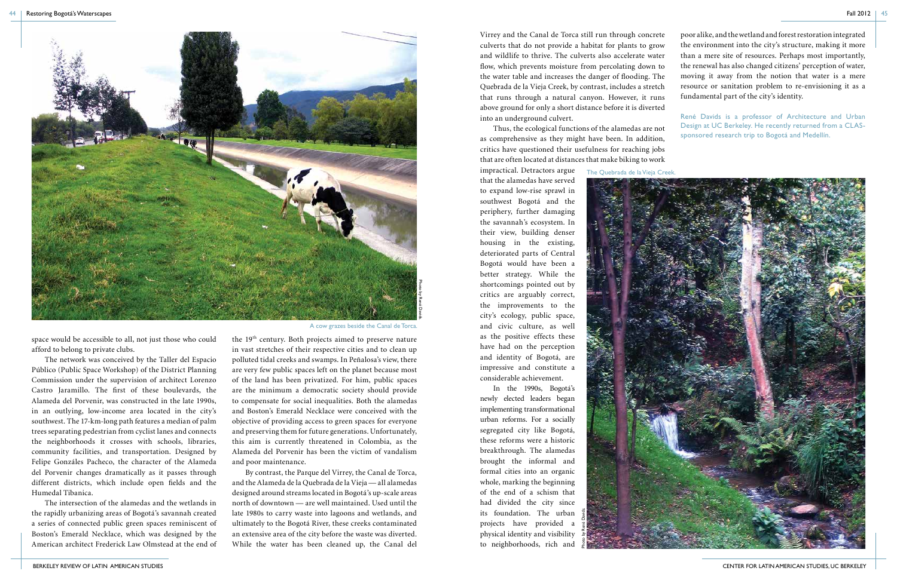space would be accessible to all, not just those who could afford to belong to private clubs.

The network was conceived by the Taller del Espacio Público (Public Space Workshop) of the District Planning Commission under the supervision of architect Lorenzo Castro Jaramillo. The first of these boulevards, the Alameda del Porvenir, was constructed in the late 1990s, in an outlying, low-income area located in the city's southwest. The 17-km-long path features a median of palm trees separating pedestrian from cyclist lanes and connects the neighborhoods it crosses with schools, libraries, community facilities, and transportation. Designed by Felipe Gonzáles Pacheco, the character of the Alameda del Porvenir changes dramatically as it passes through different districts, which include open fields and the Humedal Tibanica.

The intersection of the alamedas and the wetlands in the rapidly urbanizing areas of Bogotá's savannah created a series of connected public green spaces reminiscent of Boston's Emerald Necklace, which was designed by the American architect Frederick Law Olmstead at the end of the 19th century. Both projects aimed to preserve nature in vast stretches of their respective cities and to clean up polluted tidal creeks and swamps. In Peñalosa's view, there are very few public spaces left on the planet because most of the land has been privatized. For him, public spaces are the minimum a democratic society should provide to compensate for social inequalities. Both the alamedas and Boston's Emerald Necklace were conceived with the objective of providing access to green spaces for everyone and preserving them for future generations. Unfortunately, this aim is currently threatened in Colombia, as the Alameda del Porvenir has been the victim of vandalism and poor maintenance.

By contrast, the Parque del Virrey, the Canal de Torca, and the Alameda de la Quebrada de la Vieja — all alamedas designed around streams located in Bogotá's up-scale areas north of downtown — are well maintained. Used until the late 1980s to carry waste into lagoons and wetlands, and ultimately to the Bogotá River, these creeks contaminated an extensive area of the city before the waste was diverted. While the water has been cleaned up, the Canal del Virrey and the Canal de Torca still run through concrete culverts that do not provide a habitat for plants to grow and wildlife to thrive. The culverts also accelerate water flow, which prevents moisture from percolating down to the water table and increases the danger of flooding. The Quebrada de la Vieja Creek, by contrast, includes a stretch that runs through a natural canyon. However, it runs above ground for only a short distance before it is diverted into an underground culvert.

A cow grazes beside the Canal de Torca.

Thus, the ecological functions of the alamedas are not as comprehensive as they might have been. In addition, critics have questioned their usefulness for reaching jobs that are often located at distances that make biking to work impractical. Detractors argue that the alamedas have served to expand low-rise sprawl in southwest Bogotá and the periphery, further damaging the savannah's ecosystem. In their view, building denser housing in the existing, deteriorated parts of Central Bogotá would have been a better strategy. While the shortcomings pointed out by critics are arguably correct, the improvements to the city's ecology, public space, and civic culture, as well as the positive effects these have had on the perception and identity of Bogotá, are impressive and constitute a considerable achievement.

In the 1990s, Bogotá's newly elected leaders began implementing transformational urban reforms. For a socially segregated city like Bogotá, these reforms were a historic breakthrough. The alamedas brought the informal and formal cities into an organic whole, marking the beginning of the end of a schism that had divided the city since its foundation. The urban projects have provided a physical identity and visibility to neighborhoods, rich and poor alike, and the wetland and forest restoration integrated the environment into the city's structure, making it more than a mere site of resources. Perhaps most importantly, the renewal has also changed citizens' perception of water, moving it away from the notion that water is a mere resource or sanitation problem to re-envisioning it as a fundamental part of the city's identity.

The Quebrada de la Vieja Creek.

René Davids is a professor of Architecture and Urban Design at UC Berkeley. He recently returned from a CLAS-sponsored research trip to Bogotá and Medellín.